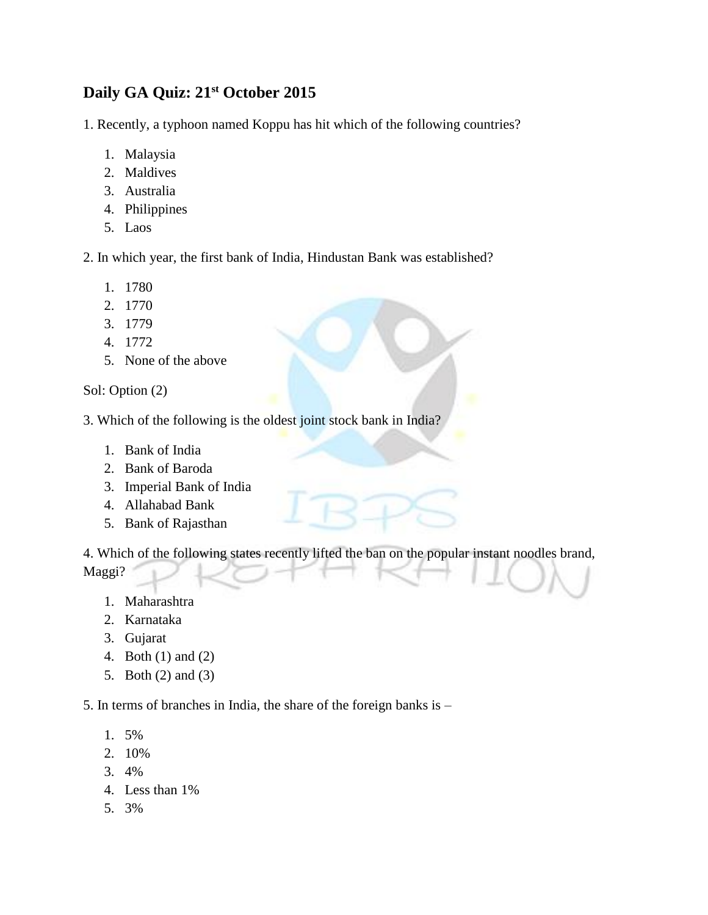# Daily GA Quiz: 21st October 2015

1. Recently, a typhoon named Koppu has hit which of the following countries?

1. Malaysia
2. Maldives
3. Australia
4. Philippines
5. Laos

2. In which year, the first bank of India, Hindustan Bank was established?

1. 1780
2. 1770
3. 1779
4. 1772
5. None of the above

Sol: Option (2)

3. Which of the following is the oldest joint stock bank in India?

1. Bank of India
2. Bank of Baroda
3. Imperial Bank of India
4. Allahabad Bank
5. Bank of Rajasthan

4. Which of the following states recently lifted the ban on the popular instant noodles brand, Maggi?

1. Maharashtra
2. Karnataka
3. Gujarat
4. Both (1) and (2)
5. Both (2) and (3)

5. In terms of branches in India, the share of the foreign banks is –

1. 5%
2. 10%
3. 4%
4. Less than 1%
5. 3%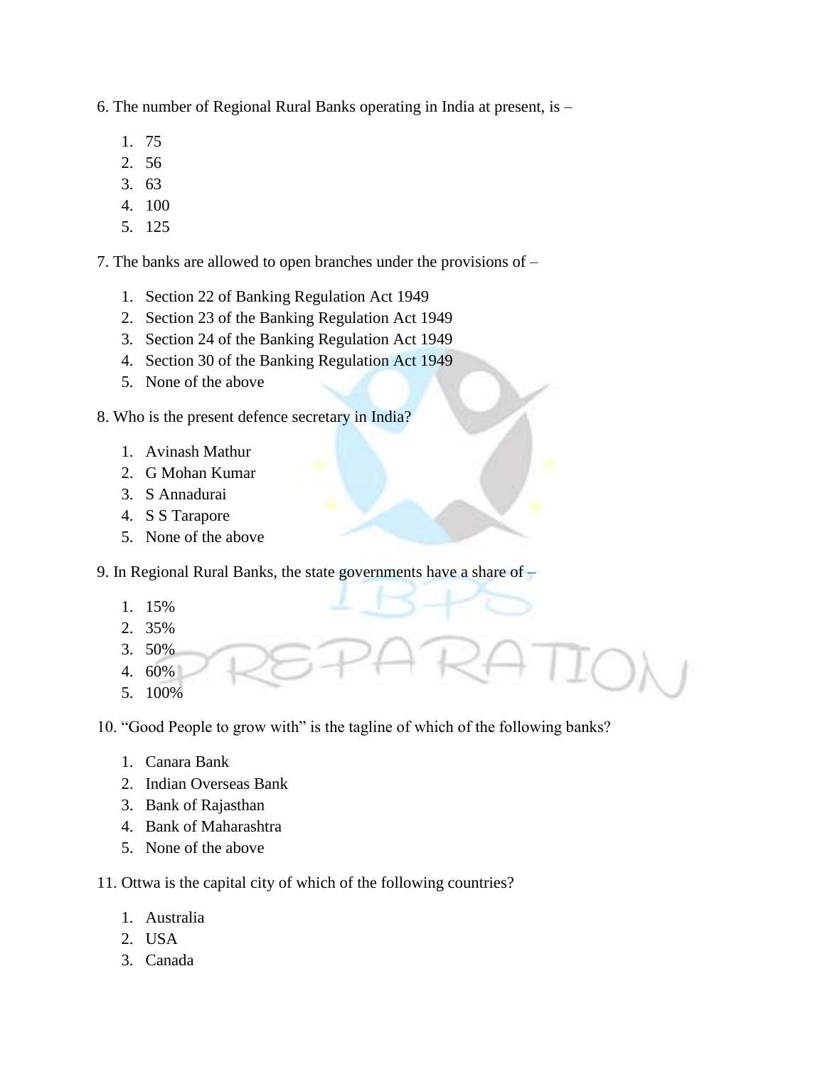6. The number of Regional Rural Banks operating in India at present, is –

1. 75
2. 56
3. 63
4. 100
5. 125

7. The banks are allowed to open branches under the provisions of –

1. Section 22 of Banking Regulation Act 1949
2. Section 23 of the Banking Regulation Act 1949
3. Section 24 of the Banking Regulation Act 1949
4. Section 30 of the Banking Regulation Act 1949
5. None of the above

8. Who is the present defence secretary in India?

1. Avinash Mathur
2. G Mohan Kumar
3. S Annadurai
4. S S Tarapore
5. None of the above

9. In Regional Rural Banks, the state governments have a share of –

1. 15%
2. 35%
3. 50%
4. 60%
5. 100%

10. "Good People to grow with" is the tagline of which of the following banks?

1. Canara Bank
2. Indian Overseas Bank
3. Bank of Rajasthan
4. Bank of Maharashtra
5. None of the above

11. Ottwa is the capital city of which of the following countries?

1. Australia
2. USA
3. Canada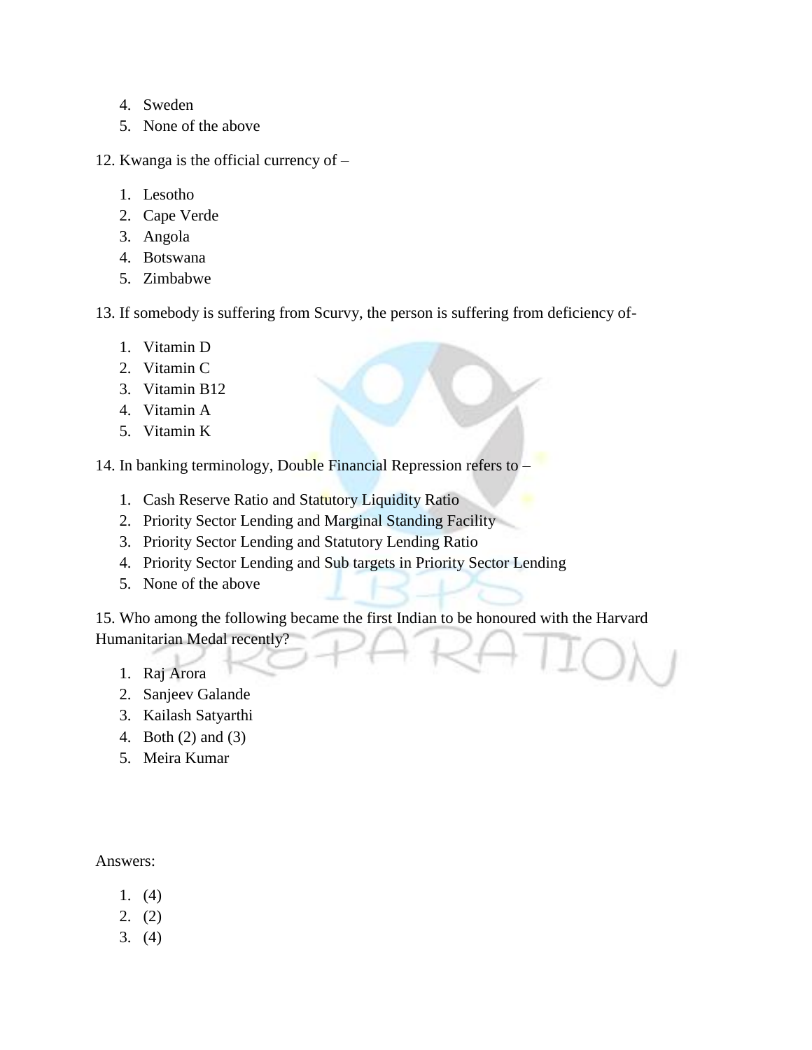4. Sweden
5. None of the above

12. Kwanga is the official currency of –

1. Lesotho
2. Cape Verde
3. Angola
4. Botswana
5. Zimbabwe

13. If somebody is suffering from Scurvy, the person is suffering from deficiency of-

1. Vitamin D
2. Vitamin C
3. Vitamin B12
4. Vitamin A
5. Vitamin K

14. In banking terminology, Double Financial Repression refers to –

1. Cash Reserve Ratio and Statutory Liquidity Ratio
2. Priority Sector Lending and Marginal Standing Facility
3. Priority Sector Lending and Statutory Lending Ratio
4. Priority Sector Lending and Sub targets in Priority Sector Lending
5. None of the above

15. Who among the following became the first Indian to be honoured with the Harvard Humanitarian Medal recently?

1. Raj Arora
2. Sanjeev Galande
3. Kailash Satyarthi
4. Both (2) and (3)
5. Meira Kumar

Answers:

1. (4)
2. (2)
3. (4)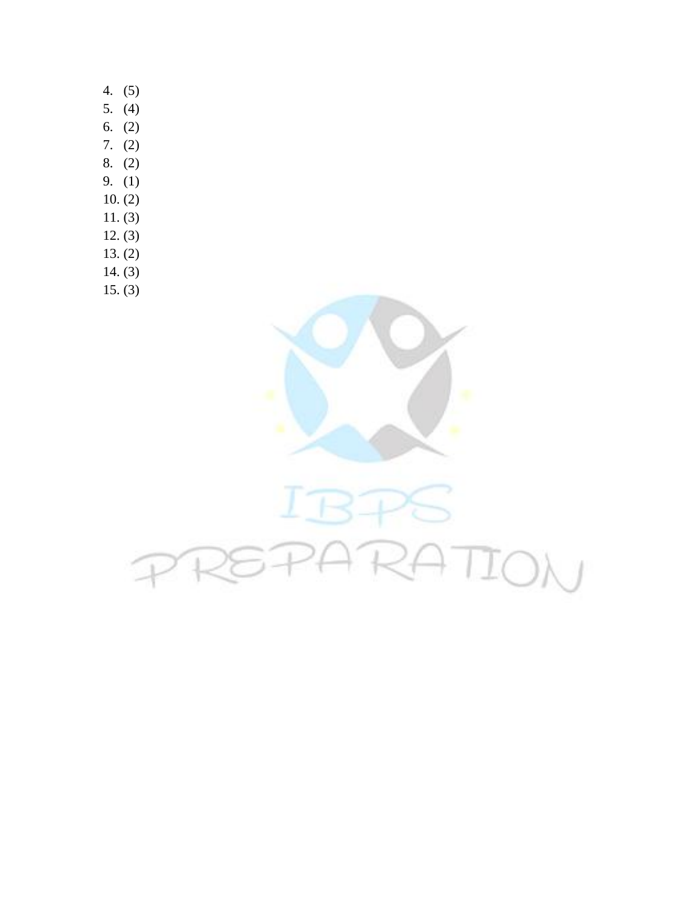4. (5)
5. (4)
6. (2)
7. (2)
8. (2)
9. (1)
10. (2)
11. (3)
12. (3)
13. (2)
14. (3)
15. (3)